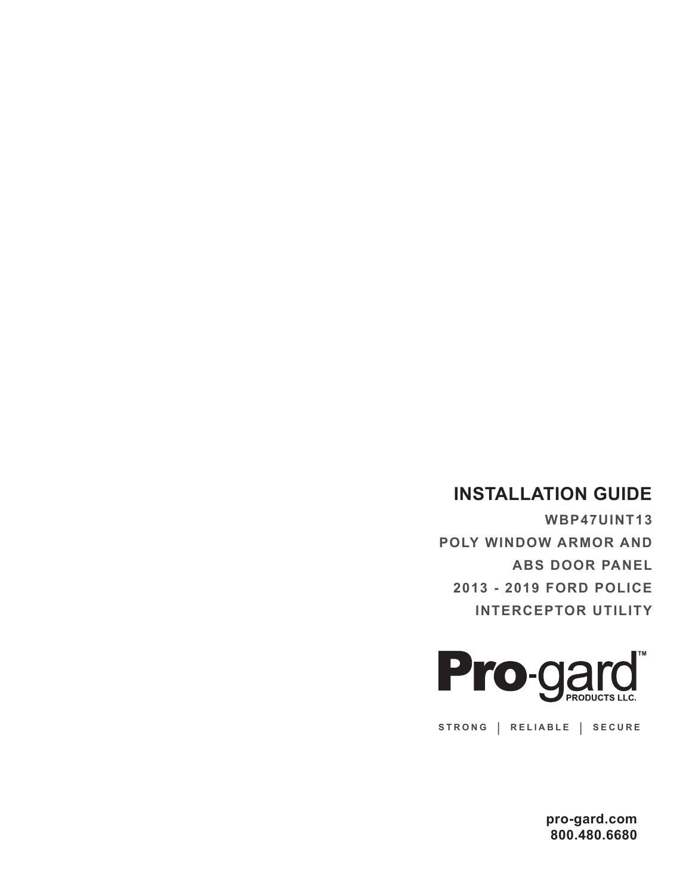# INSTALLATION GUIDE

**WBP47UINT13**

**POLY WINDOW ARMOR AND ABS DOOR PANEL**

**2013 - 2019 FORD POLICE INTERCEPTOR UTILITY**

**Pro-gard™ PRODUCTS LLC.**

STRONG | RELIABLE | SECURE

**pro-gard.com**
**800.480.6680**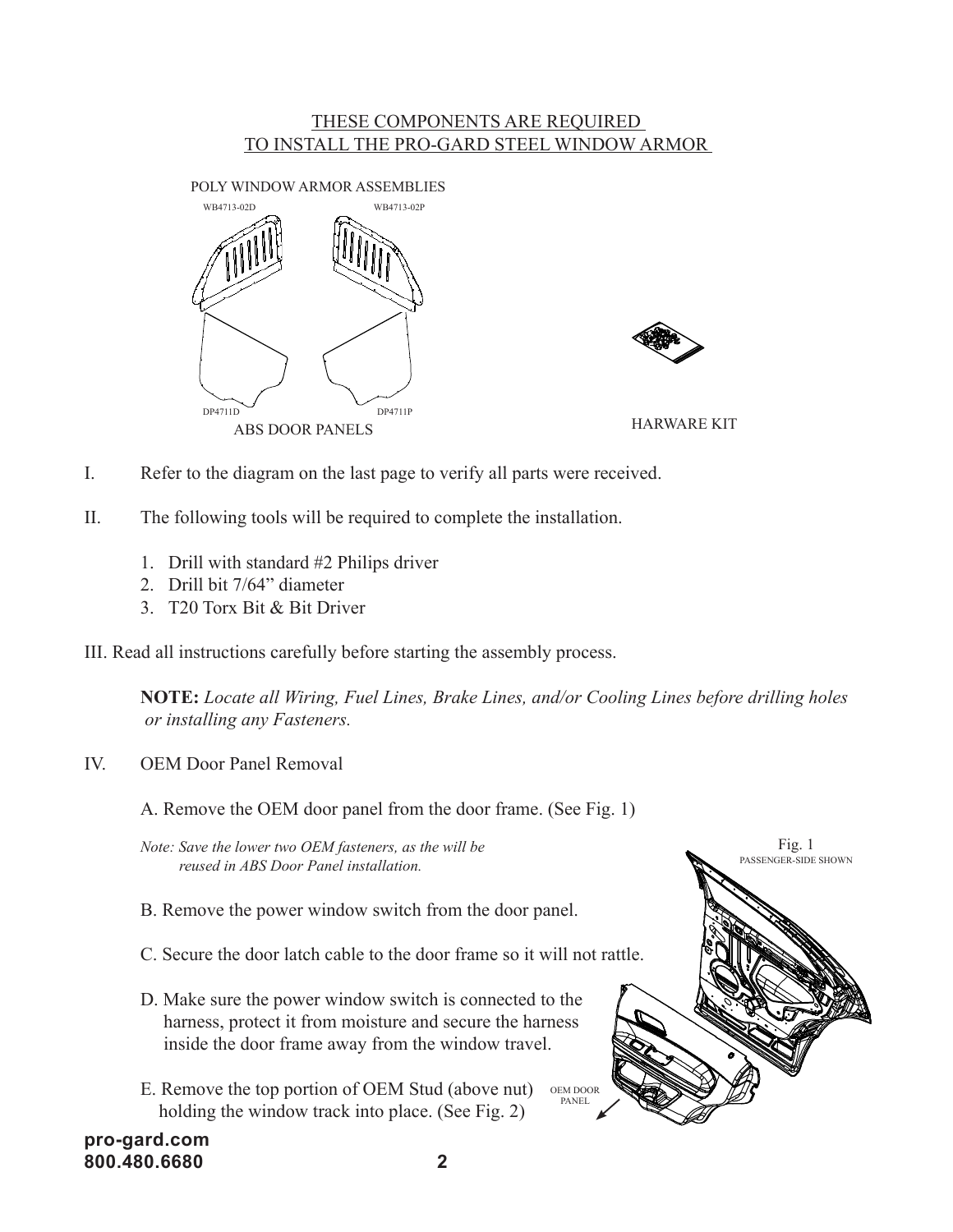## THESE COMPONENTS ARE REQUIRED TO INSTALL THE PRO-GARD STEEL WINDOW ARMOR

POLY WINDOW ARMOR ASSEMBLIES

WB4713-02D WB4713-02P

DP4711D DP4711P

ABS DOOR PANELS

HARWARE KIT

I. Refer to the diagram on the last page to verify all parts were received.

II. The following tools will be required to complete the installation.

1. Drill with standard #2 Philips driver
2. Drill bit 7/64" diameter
3. T20 Torx Bit & Bit Driver

III. Read all instructions carefully before starting the assembly process.

**NOTE:** *Locate all Wiring, Fuel Lines, Brake Lines, and/or Cooling Lines before drilling holes or installing any Fasteners.*

IV. OEM Door Panel Removal

A. Remove the OEM door panel from the door frame. (See Fig. 1)

*Note: Save the lower two OEM fasteners, as the will be reused in ABS Door Panel installation.*

B. Remove the power window switch from the door panel.

C. Secure the door latch cable to the door frame so it will not rattle.

D. Make sure the power window switch is connected to the harness, protect it from moisture and secure the harness inside the door frame away from the window travel.

E. Remove the top portion of OEM Stud (above nut) holding the window track into place. (See Fig. 2)

Fig. 1
PASSENGER-SIDE SHOWN

OEM DOOR PANEL

pro-gard.com
800.480.6680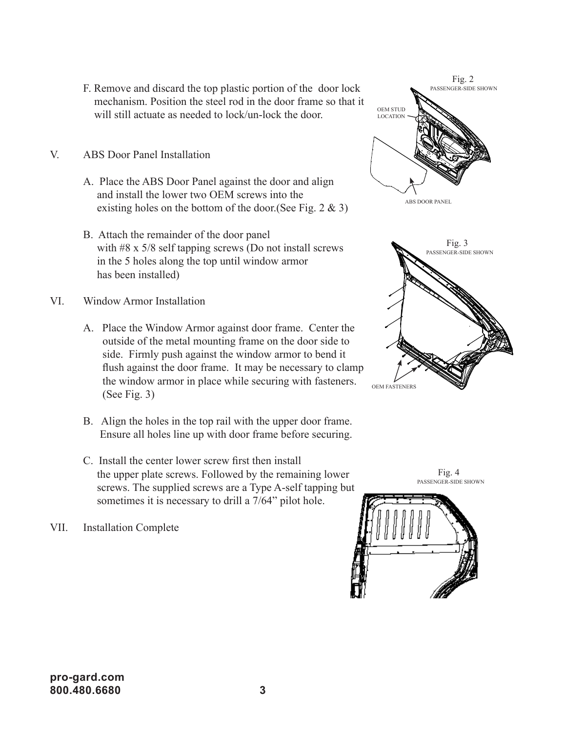F. Remove and discard the top plastic portion of the door lock mechanism. Position the steel rod in the door frame so that it will still actuate as needed to lock/un-lock the door.

V. ABS Door Panel Installation

A. Place the ABS Door Panel against the door and align and install the lower two OEM screws into the existing holes on the bottom of the door.(See Fig. 2 & 3)

B. Attach the remainder of the door panel with #8 x 5/8 self tapping screws (Do not install screws in the 5 holes along the top until window armor has been installed)

VI. Window Armor Installation

A. Place the Window Armor against door frame. Center the outside of the metal mounting frame on the door side to side. Firmly push against the window armor to bend it flush against the door frame. It may be necessary to clamp the window armor in place while securing with fasteners. (See Fig. 3)

B. Align the holes in the top rail with the upper door frame. Ensure all holes line up with door frame before securing.

C. Install the center lower screw first then install the upper plate screws. Followed by the remaining lower screws. The supplied screws are a Type A-self tapping but sometimes it is necessary to drill a 7/64” pilot hole.

VII. Installation Complete

Fig. 2
PASSENGER-SIDE SHOWN

OEM STUD LOCATION

ABS DOOR PANEL

Fig. 3
PASSENGER-SIDE SHOWN

OEM FASTENERS

Fig. 4
PASSENGER-SIDE SHOWN

pro-gard.com
800.480.6680